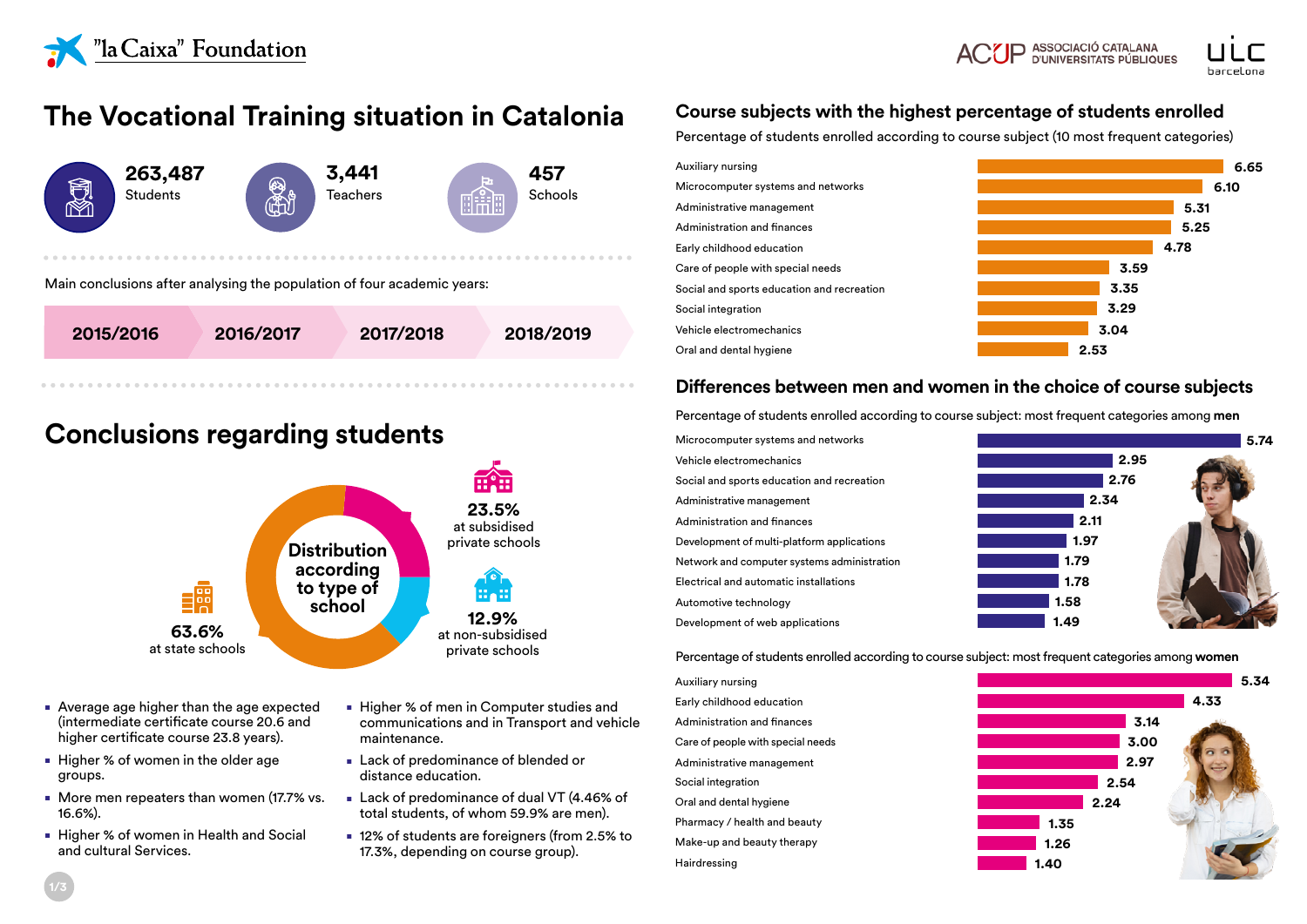"la Caixa" Foundation

ACUP ASSOCIACIÓ CATALANA D'UNIVERSITATS PÚBLIQUES

UIC barcelona

# The Vocational Training situation in Catalonia

**263,487** Students

**3,441** Teachers

**457** Schools

Main conclusions after analysing the population of four academic years:

**2015/2016** | **2016/2017** | **2017/2018** | **2018/2019**

## Conclusions regarding students

**Distribution according to type of school**

- **63.6%** at state schools
- **23.5%** at subsidised private schools
- **12.9%** at non-subsidised private schools

- Average age higher than the age expected (intermediate certificate course 20.6 and higher certificate course 23.8 years).
- Higher % of women in the older age groups.
- More men repeaters than women (17.7% vs. 16.6%).
- Higher % of women in Health and Social and cultural Services.
- Higher % of men in Computer studies and communications and in Transport and vehicle maintenance.
- Lack of predominance of blended or distance education.
- Lack of predominance of dual VT (4.46% of total students, of whom 59.9% are men).
- 12% of students are foreigners (from 2.5% to 17.3%, depending on course group).

## Course subjects with the highest percentage of students enrolled

Percentage of students enrolled according to course subject (10 most frequent categories)

| Course subject | % |
|---|---|
| Auxiliary nursing | 6.65 |
| Microcomputer systems and networks | 6.10 |
| Administrative management | 5.31 |
| Administration and finances | 5.25 |
| Early childhood education | 4.78 |
| Care of people with special needs | 3.59 |
| Social and sports education and recreation | 3.35 |
| Social integration | 3.29 |
| Vehicle electromechanics | 3.04 |
| Oral and dental hygiene | 2.53 |

## Differences between men and women in the choice of course subjects

Percentage of students enrolled according to course subject: most frequent categories among **men**

| Course subject | % |
|---|---|
| Microcomputer systems and networks | 5.74 |
| Vehicle electromechanics | 2.95 |
| Social and sports education and recreation | 2.76 |
| Administrative management | 2.34 |
| Administration and finances | 2.11 |
| Development of multi-platform applications | 1.97 |
| Network and computer systems administration | 1.79 |
| Electrical and automatic installations | 1.78 |
| Automotive technology | 1.58 |
| Development of web applications | 1.49 |

Percentage of students enrolled according to course subject: most frequent categories among **women**

| Course subject | % |
|---|---|
| Auxiliary nursing | 5.34 |
| Early childhood education | 4.33 |
| Administration and finances | 3.14 |
| Care of people with special needs | 3.00 |
| Administrative management | 2.97 |
| Social integration | 2.54 |
| Oral and dental hygiene | 2.24 |
| Pharmacy / health and beauty | 1.35 |
| Make-up and beauty therapy | 1.26 |
| Hairdressing | 1.40 |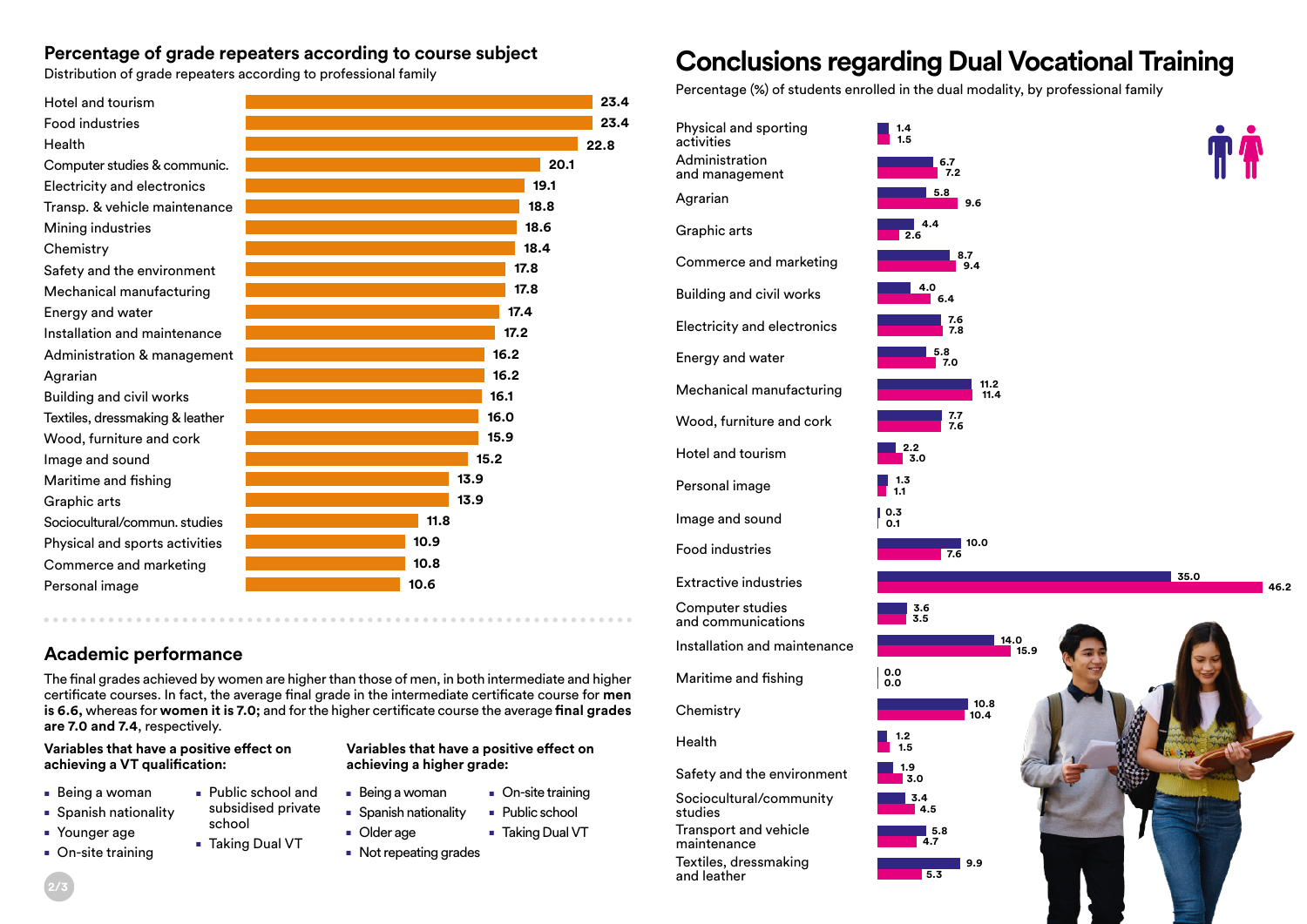## Percentage of grade repeaters according to course subject

Distribution of grade repeaters according to professional family

| Professional family | % |
|---|---|
| Hotel and tourism | 23.4 |
| Food industries | 23.4 |
| Health | 22.8 |
| Computer studies & communic. | 20.1 |
| Electricity and electronics | 19.1 |
| Transp. & vehicle maintenance | 18.8 |
| Mining industries | 18.6 |
| Chemistry | 18.4 |
| Safety and the environment | 17.8 |
| Mechanical manufacturing | 17.8 |
| Energy and water | 17.4 |
| Installation and maintenance | 17.2 |
| Administration & management | 16.2 |
| Agrarian | 16.2 |
| Building and civil works | 16.1 |
| Textiles, dressmaking & leather | 16.0 |
| Wood, furniture and cork | 15.9 |
| Image and sound | 15.2 |
| Maritime and fishing | 13.9 |
| Graphic arts | 13.9 |
| Sociocultural/commun. studies | 11.8 |
| Physical and sports activities | 10.9 |
| Commerce and marketing | 10.8 |
| Personal image | 10.6 |

## Academic performance

The final grades achieved by women are higher than those of men, in both intermediate and higher certificate courses. In fact, the average final grade in the intermediate certificate course for **men is 6.6,** whereas for **women it is 7.0;** and for the higher certificate course the average **final grades are 7.0 and 7.4,** respectively.

**Variables that have a positive effect on achieving a VT qualification:**

- Being a woman
- Spanish nationality
- Younger age
- On-site training
- Public school and subsidised private school
- Taking Dual VT

**Variables that have a positive effect on achieving a higher grade:**

- Being a woman
- Spanish nationality
- Older age
- Not repeating grades
- On-site training
- Public school
- Taking Dual VT

# Conclusions regarding Dual Vocational Training

Percentage (%) of students enrolled in the dual modality, by professional family

| Professional family | Men | Women |
|---|---|---|
| Physical and sporting activities | 1.4 | 1.5 |
| Administration and management | 6.7 | 7.2 |
| Agrarian | 5.8 | 9.6 |
| Graphic arts | 4.4 | 2.6 |
| Commerce and marketing | 8.7 | 9.4 |
| Building and civil works | 4.0 | 6.4 |
| Electricity and electronics | 7.6 | 7.8 |
| Energy and water | 5.8 | 7.0 |
| Mechanical manufacturing | 11.2 | 11.4 |
| Wood, furniture and cork | 7.7 | 7.6 |
| Hotel and tourism | 2.2 | 3.0 |
| Personal image | 1.3 | 1.1 |
| Image and sound | 0.3 | 0.1 |
| Food industries | 10.0 | 7.6 |
| Extractive industries | 35.0 | 46.2 |
| Computer studies and communications | 3.6 | 3.5 |
| Installation and maintenance | 14.0 | 15.9 |
| Maritime and fishing | 0.0 | 0.0 |
| Chemistry | 10.8 | 10.4 |
| Health | 1.2 | 1.5 |
| Safety and the environment | 1.9 | 3.0 |
| Sociocultural/community studies | 3.4 | 4.5 |
| Transport and vehicle maintenance | 5.8 | 4.7 |
| Textiles, dressmaking and leather | 9.9 | 5.3 |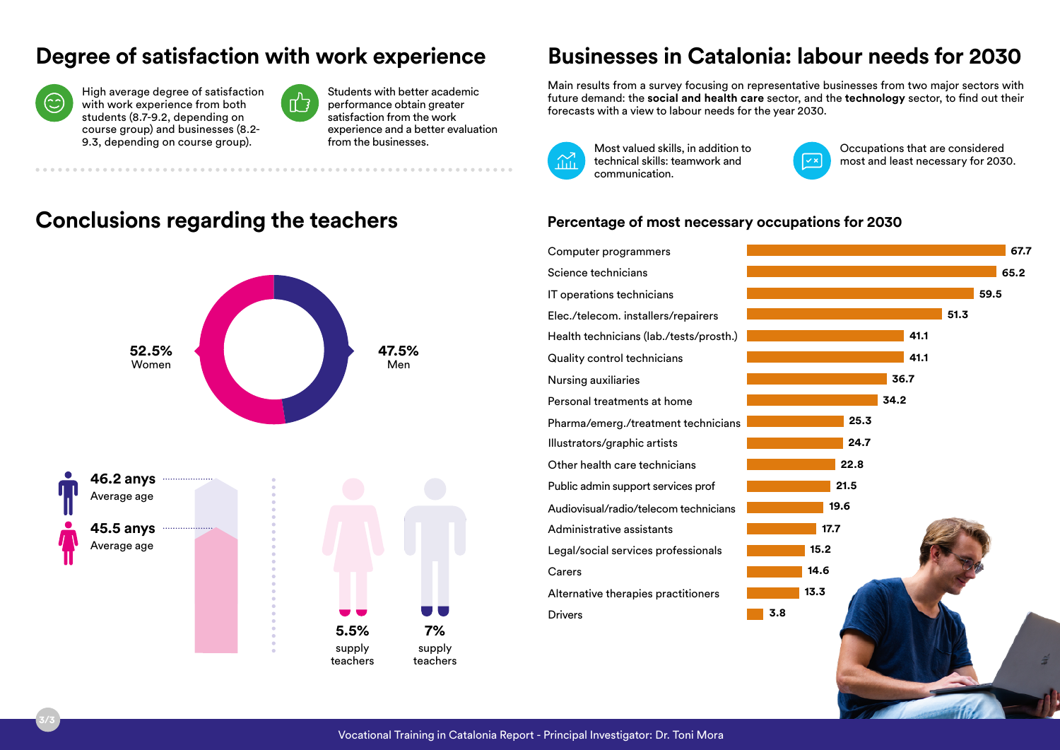## Degree of satisfaction with work experience

High average degree of satisfaction with work experience from both students (8.7-9.2, depending on course group) and businesses (8.2-9.3, depending on course group).

Students with better academic performance obtain greater satisfaction from the work experience and a better evaluation from the businesses.

## Conclusions regarding the teachers

52.5%
Women

47.5%
Men

46.2 anys
Average age

45.5 anys
Average age

5.5%
supply teachers

7%
supply teachers

## Businesses in Catalonia: labour needs for 2030

Main results from a survey focusing on representative businesses from two major sectors with future demand: the **social and health care** sector, and the **technology** sector, to find out their forecasts with a view to labour needs for the year 2030.

Most valued skills, in addition to technical skills: teamwork and communication.

Occupations that are considered most and least necessary for 2030.

### Percentage of most necessary occupations for 2030

Computer programmers 67.7
Science technicians 65.2
IT operations technicians 59.5
Elec./telecom. installers/repairers 51.3
Health technicians (lab./tests/prosth.) 41.1
Quality control technicians 41.1
Nursing auxiliaries 36.7
Personal treatments at home 34.2
Pharma/emerg./treatment technicians 25.3
Illustrators/graphic artists 24.7
Other health care technicians 22.8
Public admin support services prof 21.5
Audiovisual/radio/telecom technicians 19.6
Administrative assistants 17.7
Legal/social services professionals 15.2
Carers 14.6
Alternative therapies practitioners 13.3
Drivers 3.8

Vocational Training in Catalonia Report - Principal Investigator: Dr. Toni Mora